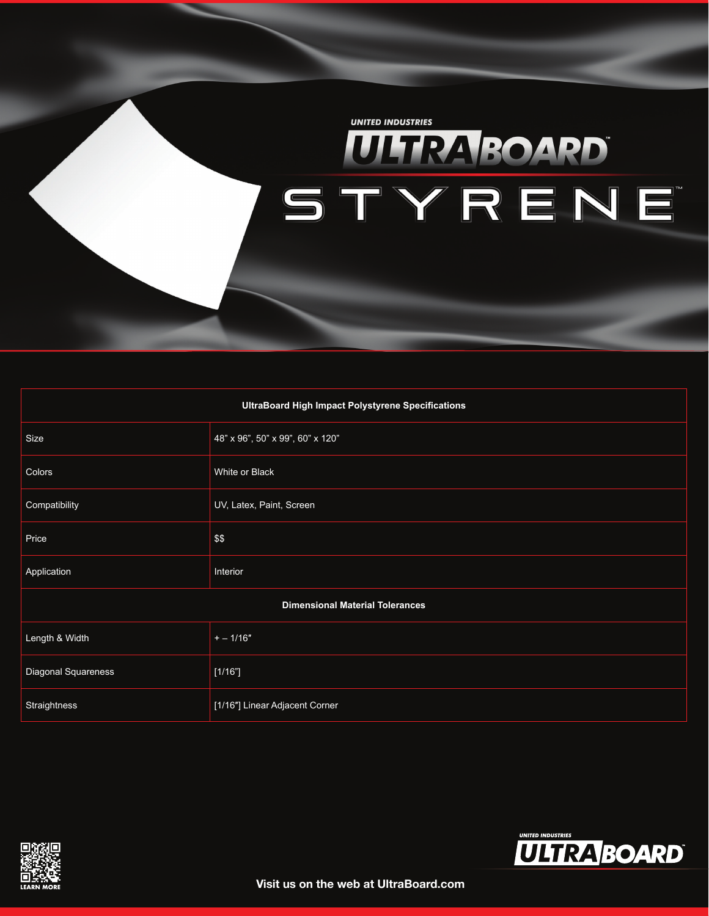UNITED INDUSTRIES

# ULTRABOARD™ STYRENE™

| UltraBoard High Impact Polystyrene Specifications | |
|---|---|
| Size | 48” x 96”, 50” x 99”, 60” x 120” |
| Colors | White or Black |
| Compatibility | UV, Latex, Paint, Screen |
| Price | $$ |
| Application | Interior |
| **Dimensional Material Tolerances** | |
| Length & Width | + – 1/16″ |
| Diagonal Squareness | [1/16”] |
| Straightness | [1/16″] Linear Adjacent Corner |

LEARN MORE

UNITED INDUSTRIES ULTRABOARD™

**Visit us on the web at UltraBoard.com**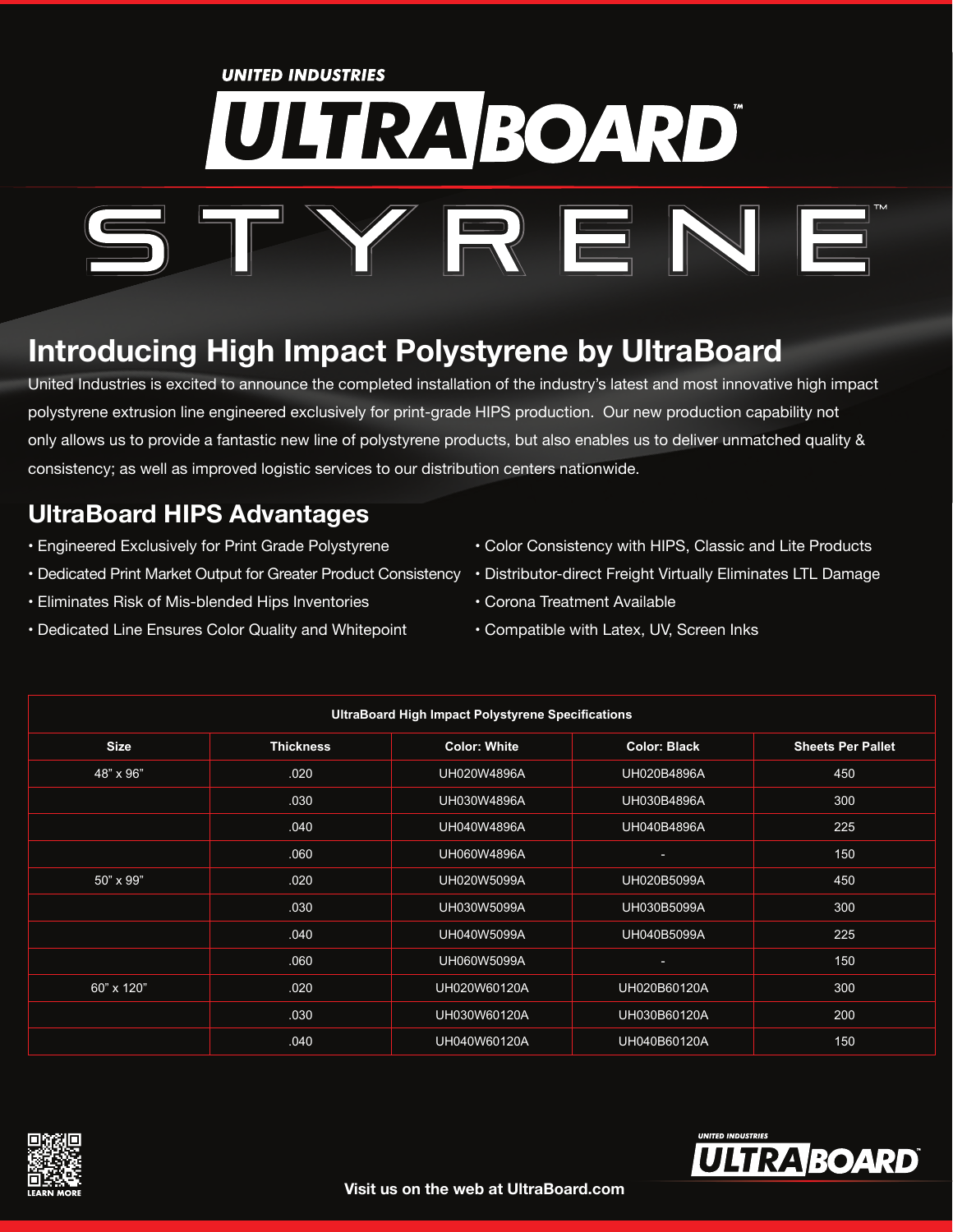UNITED INDUSTRIES

# ULTRABOARD™

# STYRENE™

## Introducing High Impact Polystyrene by UltraBoard

United Industries is excited to announce the completed installation of the industry's latest and most innovative high impact polystyrene extrusion line engineered exclusively for print-grade HIPS production. Our new production capability not only allows us to provide a fantastic new line of polystyrene products, but also enables us to deliver unmatched quality & consistency; as well as improved logistic services to our distribution centers nationwide.

## UltraBoard HIPS Advantages

- Engineered Exclusively for Print Grade Polystyrene
- Dedicated Print Market Output for Greater Product Consistency
- Eliminates Risk of Mis-blended Hips Inventories
- Dedicated Line Ensures Color Quality and Whitepoint
- Color Consistency with HIPS, Classic and Lite Products
- Distributor-direct Freight Virtually Eliminates LTL Damage
- Corona Treatment Available
- Compatible with Latex, UV, Screen Inks

**UltraBoard High Impact Polystyrene Specifications**

| Size | Thickness | Color: White | Color: Black | Sheets Per Pallet |
|---|---|---|---|---|
| 48" x 96" | .020 | UH020W4896A | UH020B4896A | 450 |
| | .030 | UH030W4896A | UH030B4896A | 300 |
| | .040 | UH040W4896A | UH040B4896A | 225 |
| | .060 | UH060W4896A | - | 150 |
| 50" x 99" | .020 | UH020W5099A | UH020B5099A | 450 |
| | .030 | UH030W5099A | UH030B5099A | 300 |
| | .040 | UH040W5099A | UH040B5099A | 225 |
| | .060 | UH060W5099A | - | 150 |
| 60" x 120" | .020 | UH020W60120A | UH020B60120A | 300 |
| | .030 | UH030W60120A | UH030B60120A | 200 |
| | .040 | UH040W60120A | UH040B60120A | 150 |

LEARN MORE

**Visit us on the web at UltraBoard.com**

UNITED INDUSTRIES ULTRABOARD™